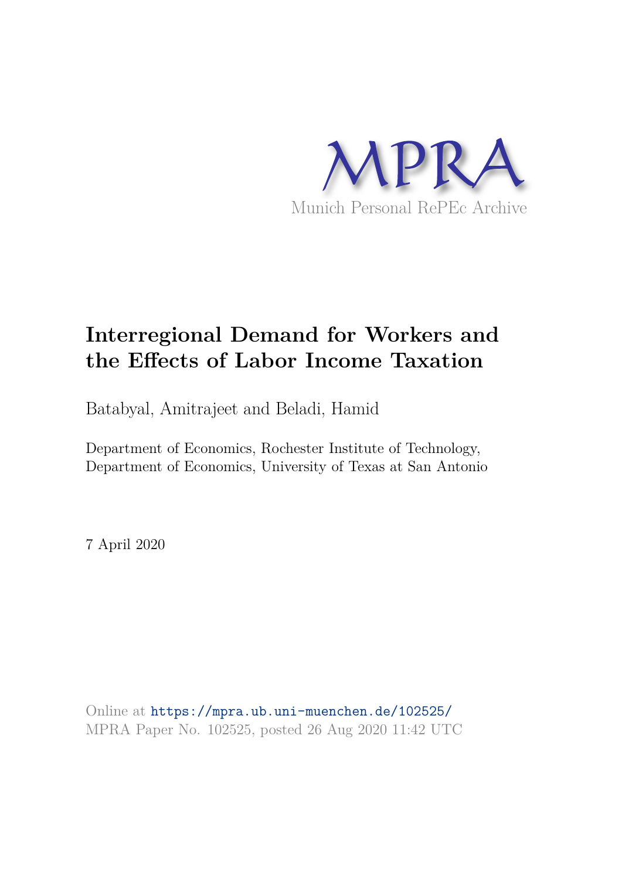MPRA

Munich Personal RePEc Archive

# Interregional Demand for Workers and the Effects of Labor Income Taxation

Batabyal, Amitrajeet and Beladi, Hamid

Department of Economics, Rochester Institute of Technology, Department of Economics, University of Texas at San Antonio

7 April 2020

Online at https://mpra.ub.uni-muenchen.de/102525/
MPRA Paper No. 102525, posted 26 Aug 2020 11:42 UTC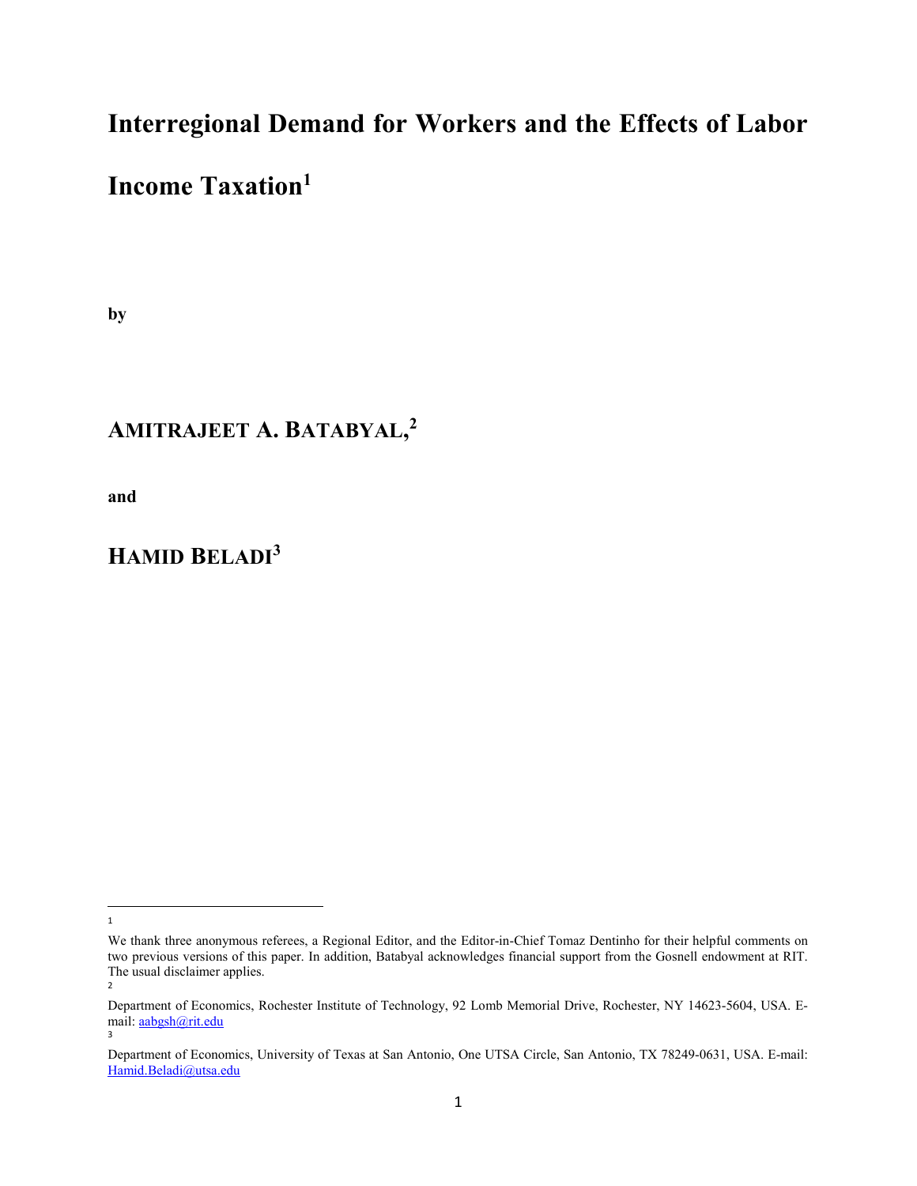# Interregional Demand for Workers and the Effects of Labor Income Taxation[1]

**by**

## AMITRAJEET A. BATABYAL,[2]

**and**

## HAMID BELADI[3]

---

[1] We thank three anonymous referees, a Regional Editor, and the Editor-in-Chief Tomaz Dentinho for their helpful comments on two previous versions of this paper. In addition, Batabyal acknowledges financial support from the Gosnell endowment at RIT. The usual disclaimer applies.

[2] Department of Economics, Rochester Institute of Technology, 92 Lomb Memorial Drive, Rochester, NY 14623-5604, USA. E-mail: aabgsh@rit.edu

[3] Department of Economics, University of Texas at San Antonio, One UTSA Circle, San Antonio, TX 78249-0631, USA. E-mail: Hamid.Beladi@utsa.edu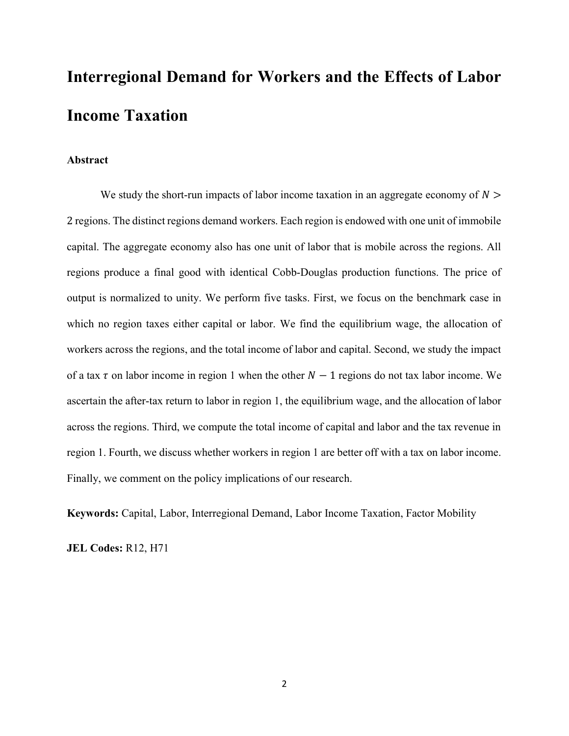# Interregional Demand for Workers and the Effects of Labor Income Taxation

**Abstract**

We study the short-run impacts of labor income taxation in an aggregate economy of $N > 2$ regions. The distinct regions demand workers. Each region is endowed with one unit of immobile capital. The aggregate economy also has one unit of labor that is mobile across the regions. All regions produce a final good with identical Cobb-Douglas production functions. The price of output is normalized to unity. We perform five tasks. First, we focus on the benchmark case in which no region taxes either capital or labor. We find the equilibrium wage, the allocation of workers across the regions, and the total income of labor and capital. Second, we study the impact of a tax $\tau$ on labor income in region 1 when the other $N - 1$ regions do not tax labor income. We ascertain the after-tax return to labor in region 1, the equilibrium wage, and the allocation of labor across the regions. Third, we compute the total income of capital and labor and the tax revenue in region 1. Fourth, we discuss whether workers in region 1 are better off with a tax on labor income. Finally, we comment on the policy implications of our research.

**Keywords:** Capital, Labor, Interregional Demand, Labor Income Taxation, Factor Mobility

**JEL Codes:** R12, H71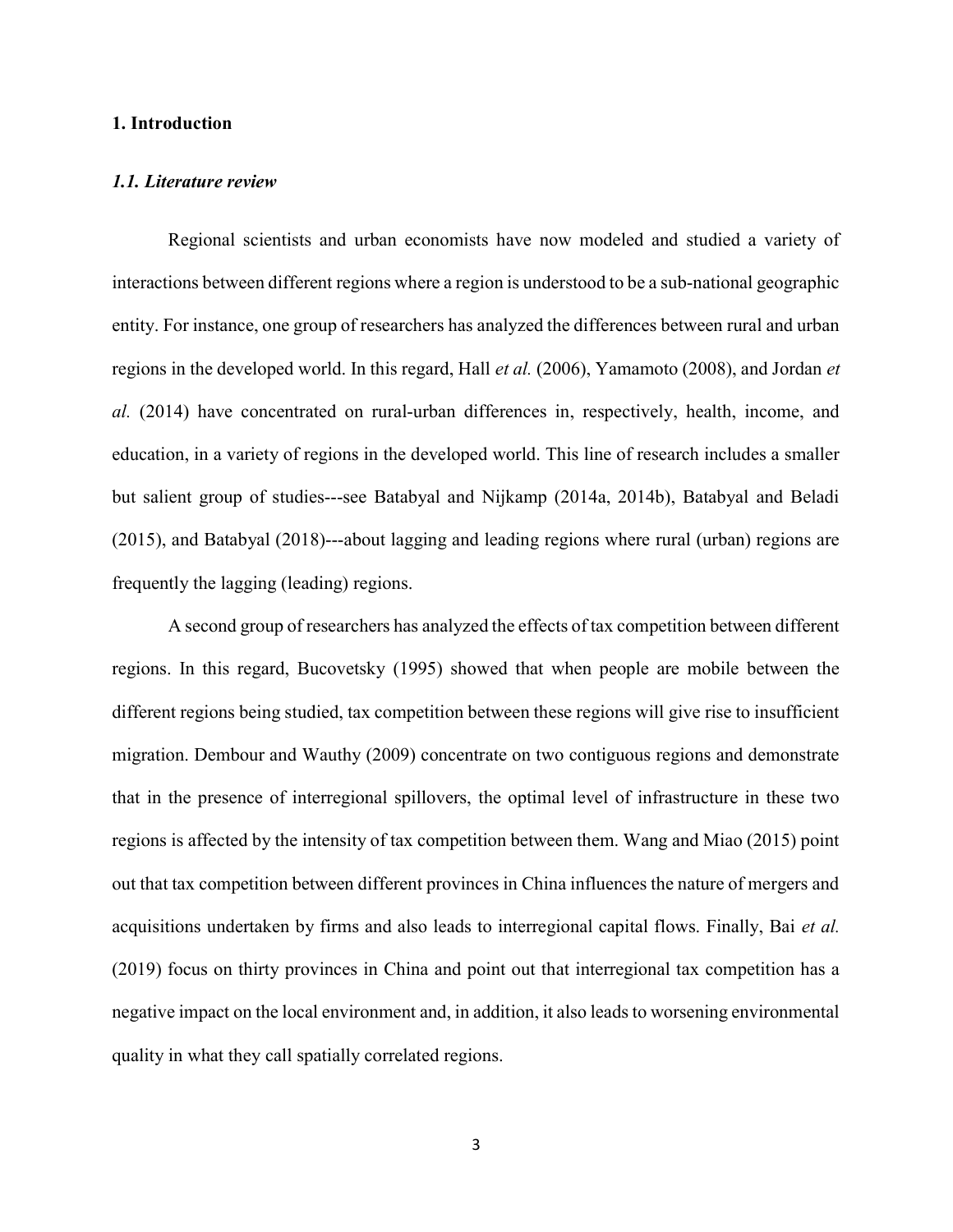# 1. Introduction

## *1.1. Literature review*

Regional scientists and urban economists have now modeled and studied a variety of interactions between different regions where a region is understood to be a sub-national geographic entity. For instance, one group of researchers has analyzed the differences between rural and urban regions in the developed world. In this regard, Hall *et al.* (2006), Yamamoto (2008), and Jordan *et al.* (2014) have concentrated on rural-urban differences in, respectively, health, income, and education, in a variety of regions in the developed world. This line of research includes a smaller but salient group of studies---see Batabyal and Nijkamp (2014a, 2014b), Batabyal and Beladi (2015), and Batabyal (2018)---about lagging and leading regions where rural (urban) regions are frequently the lagging (leading) regions.

A second group of researchers has analyzed the effects of tax competition between different regions. In this regard, Bucovetsky (1995) showed that when people are mobile between the different regions being studied, tax competition between these regions will give rise to insufficient migration. Dembour and Wauthy (2009) concentrate on two contiguous regions and demonstrate that in the presence of interregional spillovers, the optimal level of infrastructure in these two regions is affected by the intensity of tax competition between them. Wang and Miao (2015) point out that tax competition between different provinces in China influences the nature of mergers and acquisitions undertaken by firms and also leads to interregional capital flows. Finally, Bai *et al.* (2019) focus on thirty provinces in China and point out that interregional tax competition has a negative impact on the local environment and, in addition, it also leads to worsening environmental quality in what they call spatially correlated regions.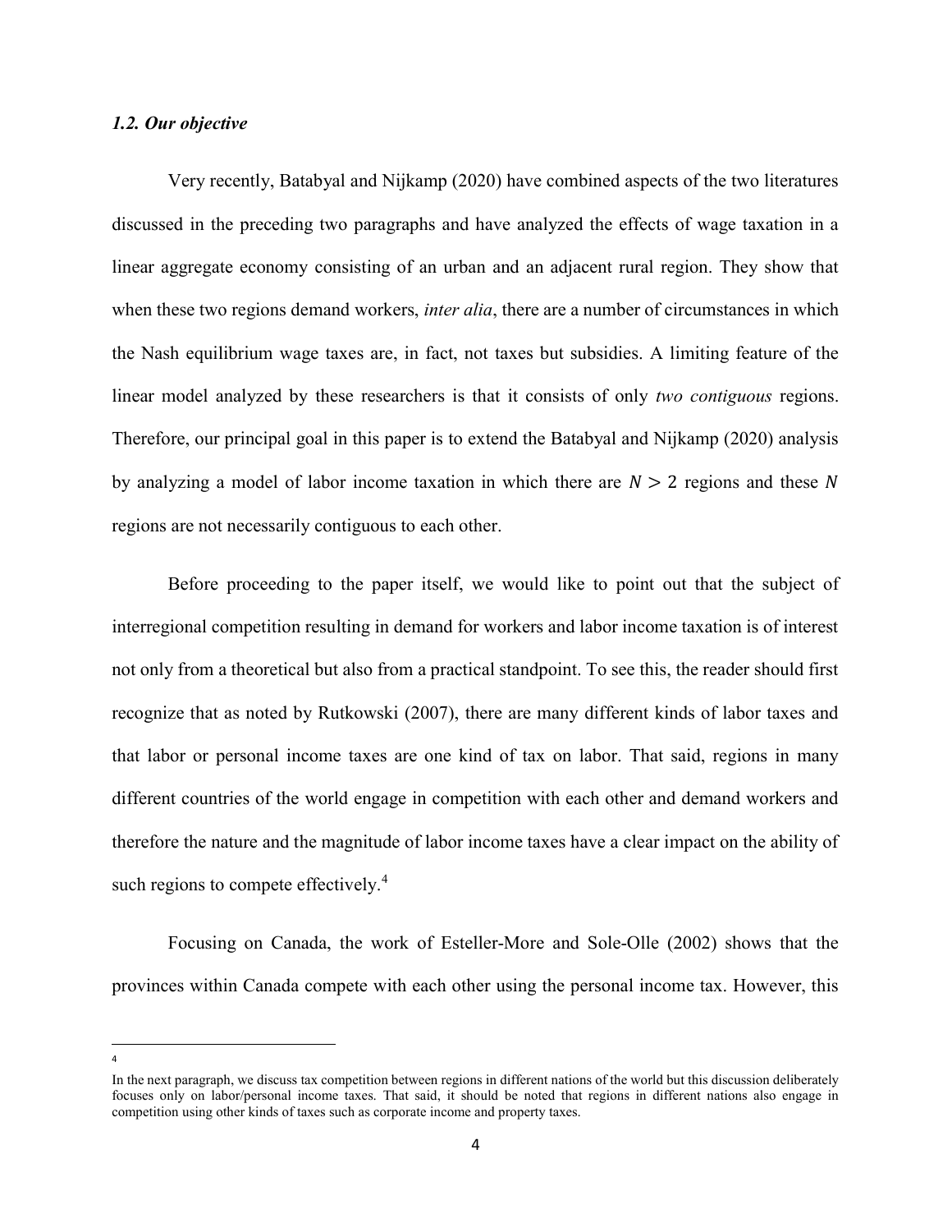### *1.2. Our objective*

Very recently, Batabyal and Nijkamp (2020) have combined aspects of the two literatures discussed in the preceding two paragraphs and have analyzed the effects of wage taxation in a linear aggregate economy consisting of an urban and an adjacent rural region. They show that when these two regions demand workers, *inter alia*, there are a number of circumstances in which the Nash equilibrium wage taxes are, in fact, not taxes but subsidies. A limiting feature of the linear model analyzed by these researchers is that it consists of only *two contiguous* regions. Therefore, our principal goal in this paper is to extend the Batabyal and Nijkamp (2020) analysis by analyzing a model of labor income taxation in which there are $N > 2$ regions and these $N$ regions are not necessarily contiguous to each other.

Before proceeding to the paper itself, we would like to point out that the subject of interregional competition resulting in demand for workers and labor income taxation is of interest not only from a theoretical but also from a practical standpoint. To see this, the reader should first recognize that as noted by Rutkowski (2007), there are many different kinds of labor taxes and that labor or personal income taxes are one kind of tax on labor. That said, regions in many different countries of the world engage in competition with each other and demand workers and therefore the nature and the magnitude of labor income taxes have a clear impact on the ability of such regions to compete effectively.[4]

Focusing on Canada, the work of Esteller-More and Sole-Olle (2002) shows that the provinces within Canada compete with each other using the personal income tax. However, this

[4] In the next paragraph, we discuss tax competition between regions in different nations of the world but this discussion deliberately focuses only on labor/personal income taxes. That said, it should be noted that regions in different nations also engage in competition using other kinds of taxes such as corporate income and property taxes.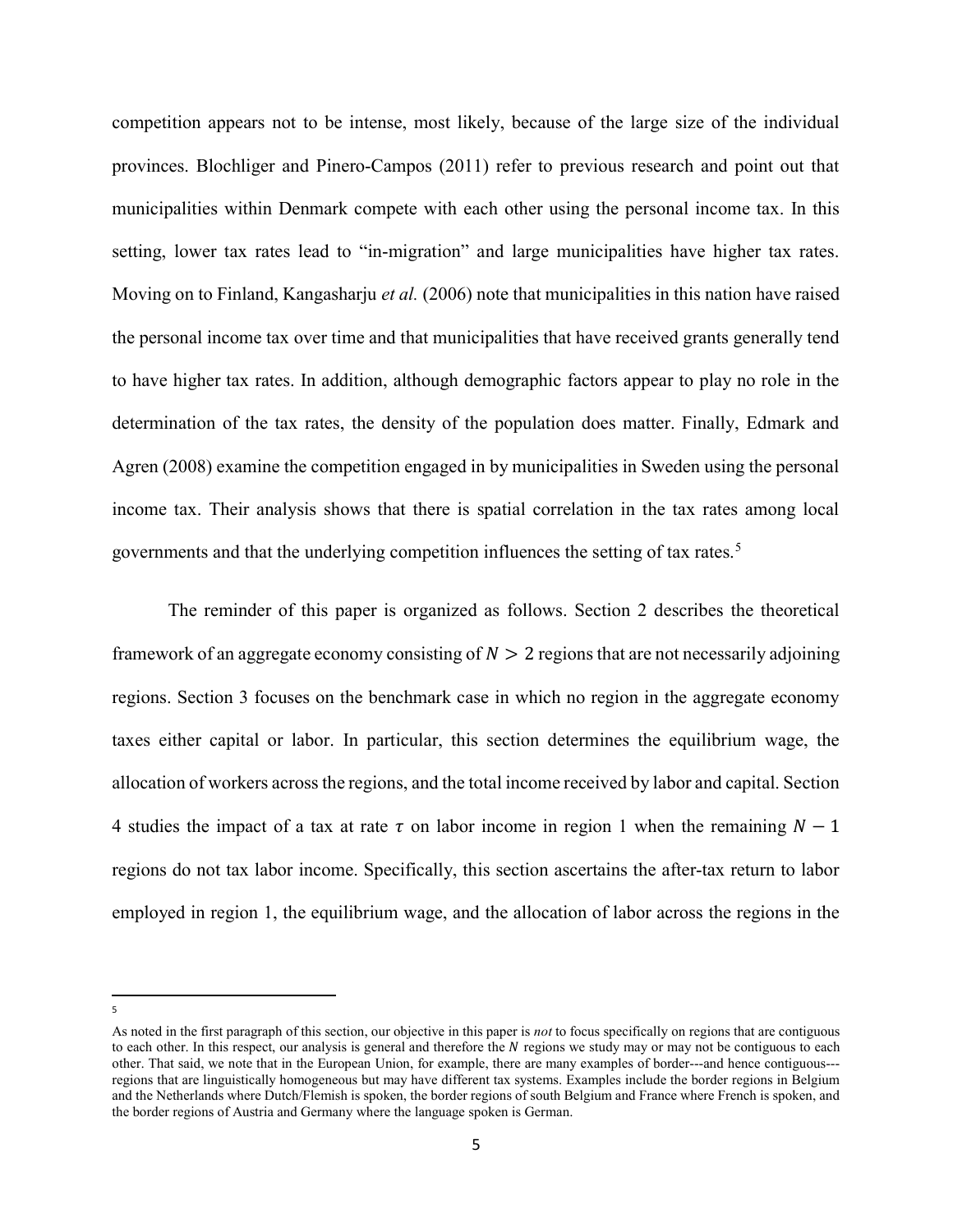competition appears not to be intense, most likely, because of the large size of the individual provinces. Blochliger and Pinero-Campos (2011) refer to previous research and point out that municipalities within Denmark compete with each other using the personal income tax. In this setting, lower tax rates lead to "in-migration" and large municipalities have higher tax rates. Moving on to Finland, Kangasharju *et al.* (2006) note that municipalities in this nation have raised the personal income tax over time and that municipalities that have received grants generally tend to have higher tax rates. In addition, although demographic factors appear to play no role in the determination of the tax rates, the density of the population does matter. Finally, Edmark and Agren (2008) examine the competition engaged in by municipalities in Sweden using the personal income tax. Their analysis shows that there is spatial correlation in the tax rates among local governments and that the underlying competition influences the setting of tax rates.[5]

The reminder of this paper is organized as follows. Section 2 describes the theoretical framework of an aggregate economy consisting of $N > 2$ regions that are not necessarily adjoining regions. Section 3 focuses on the benchmark case in which no region in the aggregate economy taxes either capital or labor. In particular, this section determines the equilibrium wage, the allocation of workers across the regions, and the total income received by labor and capital. Section 4 studies the impact of a tax at rate $\tau$ on labor income in region 1 when the remaining $N - 1$ regions do not tax labor income. Specifically, this section ascertains the after-tax return to labor employed in region 1, the equilibrium wage, and the allocation of labor across the regions in the

---

[5] As noted in the first paragraph of this section, our objective in this paper is *not* to focus specifically on regions that are contiguous to each other. In this respect, our analysis is general and therefore the $N$ regions we study may or may not be contiguous to each other. That said, we note that in the European Union, for example, there are many examples of border---and hence contiguous---regions that are linguistically homogeneous but may have different tax systems. Examples include the border regions in Belgium and the Netherlands where Dutch/Flemish is spoken, the border regions of south Belgium and France where French is spoken, and the border regions of Austria and Germany where the language spoken is German.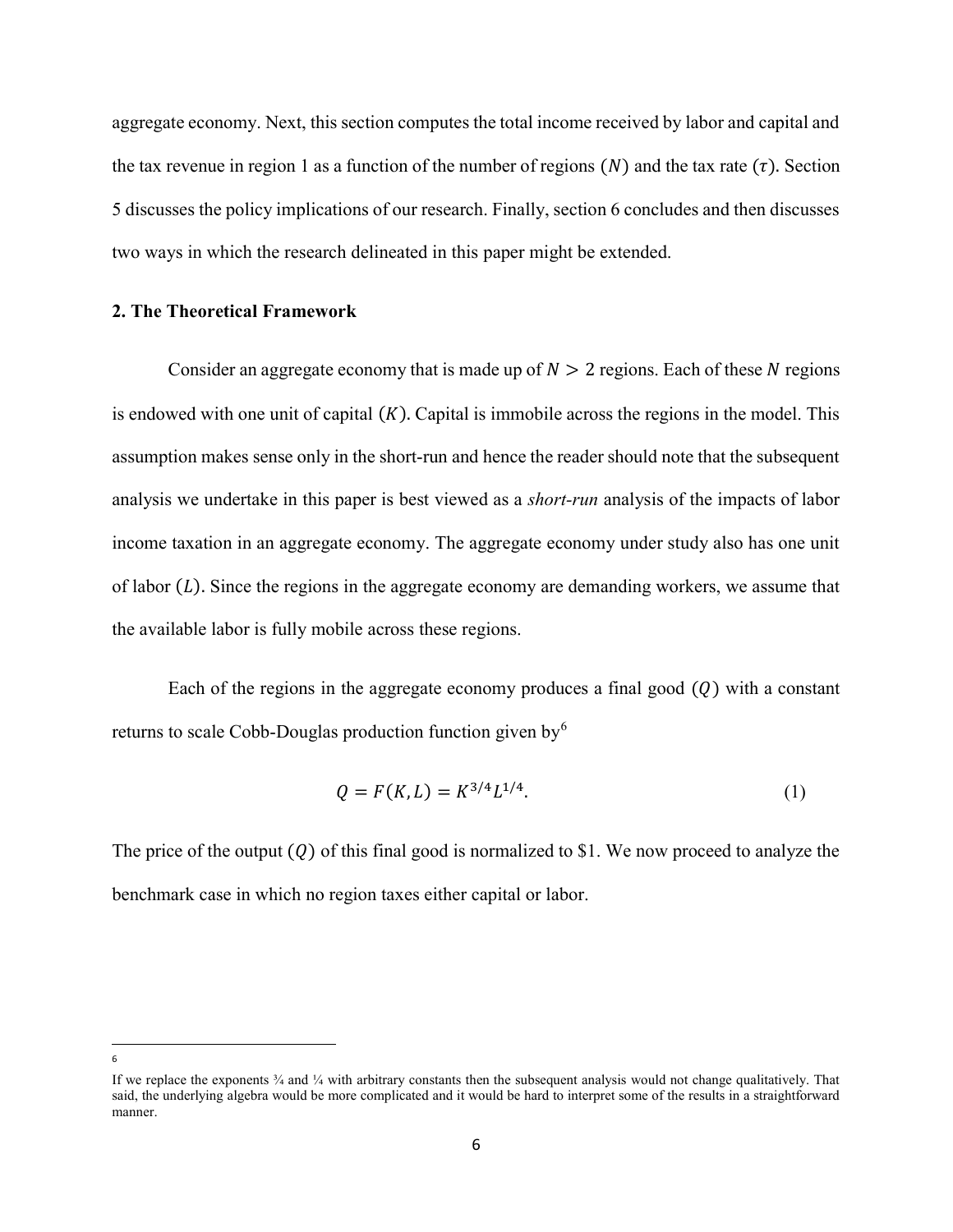aggregate economy. Next, this section computes the total income received by labor and capital and the tax revenue in region 1 as a function of the number of regions $(N)$ and the tax rate $(\tau)$. Section 5 discusses the policy implications of our research. Finally, section 6 concludes and then discusses two ways in which the research delineated in this paper might be extended.

## 2. The Theoretical Framework

Consider an aggregate economy that is made up of $N > 2$ regions. Each of these $N$ regions is endowed with one unit of capital $(K)$. Capital is immobile across the regions in the model. This assumption makes sense only in the short-run and hence the reader should note that the subsequent analysis we undertake in this paper is best viewed as a *short-run* analysis of the impacts of labor income taxation in an aggregate economy. The aggregate economy under study also has one unit of labor $(L)$. Since the regions in the aggregate economy are demanding workers, we assume that the available labor is fully mobile across these regions.

Each of the regions in the aggregate economy produces a final good $(Q)$ with a constant returns to scale Cobb-Douglas production function given by[6]

$$Q = F(K, L) = K^{3/4}L^{1/4}. \tag{1}$$

The price of the output $(Q)$ of this final good is normalized to \$1. We now proceed to analyze the benchmark case in which no region taxes either capital or labor.

---

[6] If we replace the exponents ¾ and ¼ with arbitrary constants then the subsequent analysis would not change qualitatively. That said, the underlying algebra would be more complicated and it would be hard to interpret some of the results in a straightforward manner.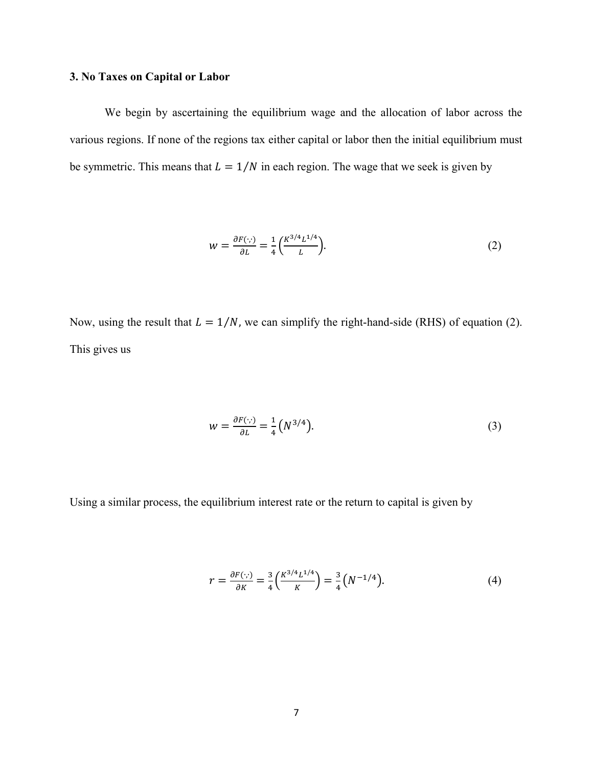### 3. No Taxes on Capital or Labor

We begin by ascertaining the equilibrium wage and the allocation of labor across the various regions. If none of the regions tax either capital or labor then the initial equilibrium must be symmetric. This means that $L = 1/N$ in each region. The wage that we seek is given by

$$w = \frac{\partial F(\cdot,\cdot)}{\partial L} = \frac{1}{4}\left(\frac{K^{3/4}L^{1/4}}{L}\right). \tag{2}$$

Now, using the result that $L = 1/N$, we can simplify the right-hand-side (RHS) of equation (2). This gives us

$$w = \frac{\partial F(\cdot,\cdot)}{\partial L} = \frac{1}{4}\left(N^{3/4}\right). \tag{3}$$

Using a similar process, the equilibrium interest rate or the return to capital is given by

$$r = \frac{\partial F(\cdot,\cdot)}{\partial K} = \frac{3}{4}\left(\frac{K^{3/4}L^{1/4}}{K}\right) = \frac{3}{4}\left(N^{-1/4}\right). \tag{4}$$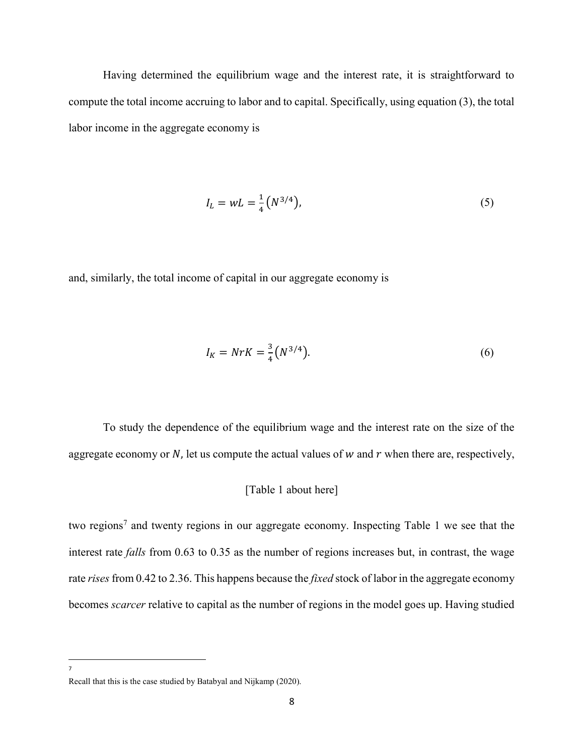Having determined the equilibrium wage and the interest rate, it is straightforward to compute the total income accruing to labor and to capital. Specifically, using equation (3), the total labor income in the aggregate economy is

$$I_L = wL = \frac{1}{4}\left(N^{3/4}\right), \tag{5}$$

and, similarly, the total income of capital in our aggregate economy is

$$I_K = NrK = \frac{3}{4}\left(N^{3/4}\right). \tag{6}$$

To study the dependence of the equilibrium wage and the interest rate on the size of the aggregate economy or $N$, let us compute the actual values of $w$ and $r$ when there are, respectively,

[Table 1 about here]

two regions[7] and twenty regions in our aggregate economy. Inspecting Table 1 we see that the interest rate *falls* from 0.63 to 0.35 as the number of regions increases but, in contrast, the wage rate *rises* from 0.42 to 2.36. This happens because the *fixed* stock of labor in the aggregate economy becomes *scarcer* relative to capital as the number of regions in the model goes up. Having studied

[7] Recall that this is the case studied by Batabyal and Nijkamp (2020).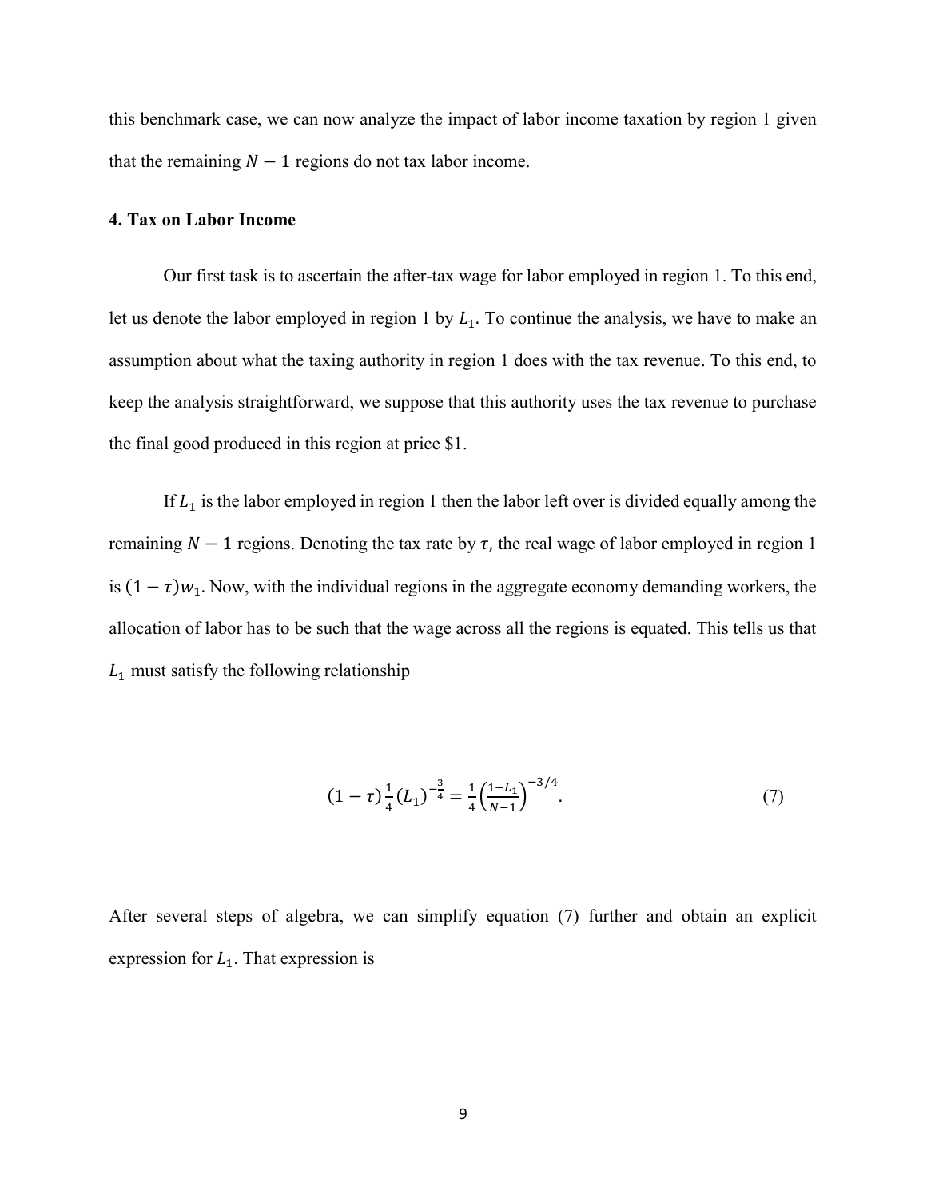this benchmark case, we can now analyze the impact of labor income taxation by region 1 given that the remaining $N - 1$ regions do not tax labor income.

**4. Tax on Labor Income**

Our first task is to ascertain the after-tax wage for labor employed in region 1. To this end, let us denote the labor employed in region 1 by $L_1$. To continue the analysis, we have to make an assumption about what the taxing authority in region 1 does with the tax revenue. To this end, to keep the analysis straightforward, we suppose that this authority uses the tax revenue to purchase the final good produced in this region at price \$1.

If $L_1$ is the labor employed in region 1 then the labor left over is divided equally among the remaining $N - 1$ regions. Denoting the tax rate by $\tau$, the real wage of labor employed in region 1 is $(1 - \tau)w_1$. Now, with the individual regions in the aggregate economy demanding workers, the allocation of labor has to be such that the wage across all the regions is equated. This tells us that $L_1$ must satisfy the following relationship

$$(1-\tau)\frac{1}{4}(L_1)^{-\frac{3}{4}} = \frac{1}{4}\left(\frac{1-L_1}{N-1}\right)^{-3/4}. \tag{7}$$

After several steps of algebra, we can simplify equation (7) further and obtain an explicit expression for $L_1$. That expression is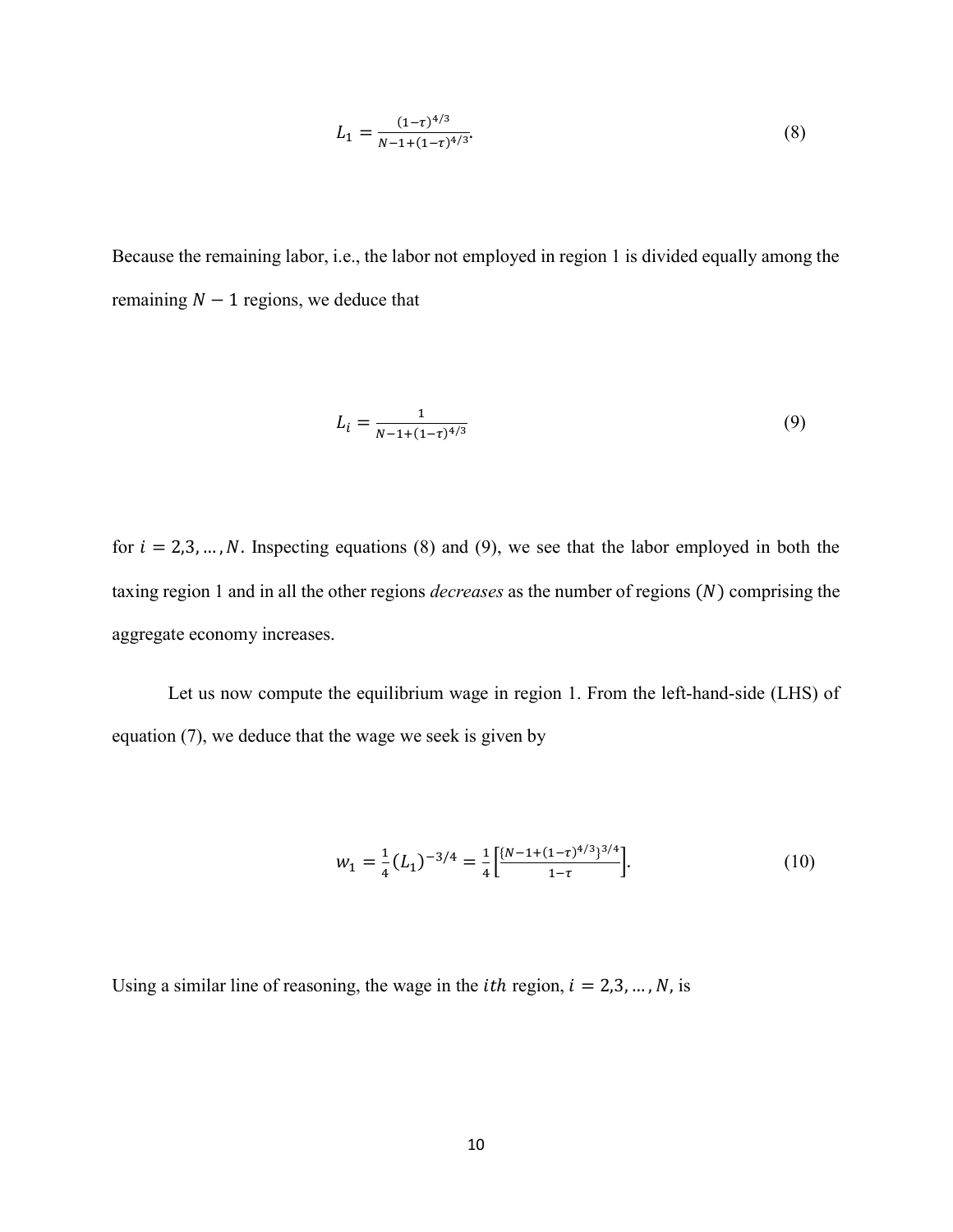$$L_1 = \frac{(1-\tau)^{4/3}}{N-1+(1-\tau)^{4/3}}. \tag{8}$$

Because the remaining labor, i.e., the labor not employed in region 1 is divided equally among the remaining $N-1$ regions, we deduce that

$$L_i = \frac{1}{N-1+(1-\tau)^{4/3}} \tag{9}$$

for $i = 2,3,\ldots,N$. Inspecting equations (8) and (9), we see that the labor employed in both the taxing region 1 and in all the other regions *decreases* as the number of regions $(N)$ comprising the aggregate economy increases.

Let us now compute the equilibrium wage in region 1. From the left-hand-side (LHS) of equation (7), we deduce that the wage we seek is given by

$$w_1 = \frac{1}{4}(L_1)^{-3/4} = \frac{1}{4}\left[\frac{\{N-1+(1-\tau)^{4/3}\}^{3/4}}{1-\tau}\right]. \tag{10}$$

Using a similar line of reasoning, the wage in the $ith$ region, $i = 2,3,\ldots,N$, is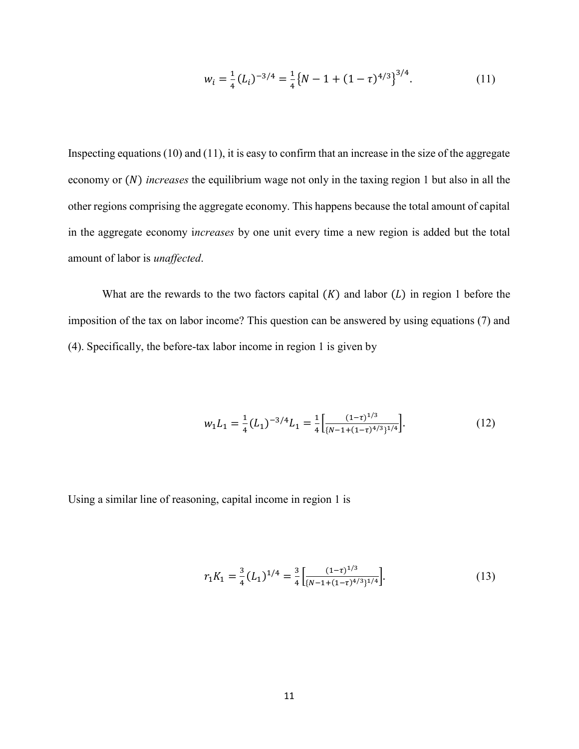$$w_i = \frac{1}{4}(L_i)^{-3/4} = \frac{1}{4}\left\{N - 1 + (1-\tau)^{4/3}\right\}^{3/4}. \tag{11}$$

Inspecting equations (10) and (11), it is easy to confirm that an increase in the size of the aggregate economy or $(N)$ *increases* the equilibrium wage not only in the taxing region 1 but also in all the other regions comprising the aggregate economy. This happens because the total amount of capital in the aggregate economy i*ncreases* by one unit every time a new region is added but the total amount of labor is *unaffected*.

What are the rewards to the two factors capital $(K)$ and labor $(L)$ in region 1 before the imposition of the tax on labor income? This question can be answered by using equations (7) and (4). Specifically, the before-tax labor income in region 1 is given by

$$w_1 L_1 = \frac{1}{4}(L_1)^{-3/4} L_1 = \frac{1}{4}\left[\frac{(1-\tau)^{1/3}}{\{N-1+(1-\tau)^{4/3}\}^{1/4}}\right]. \tag{12}$$

Using a similar line of reasoning, capital income in region 1 is

$$r_1 K_1 = \frac{3}{4}(L_1)^{1/4} = \frac{3}{4}\left[\frac{(1-\tau)^{1/3}}{\{N-1+(1-\tau)^{4/3}\}^{1/4}}\right]. \tag{13}$$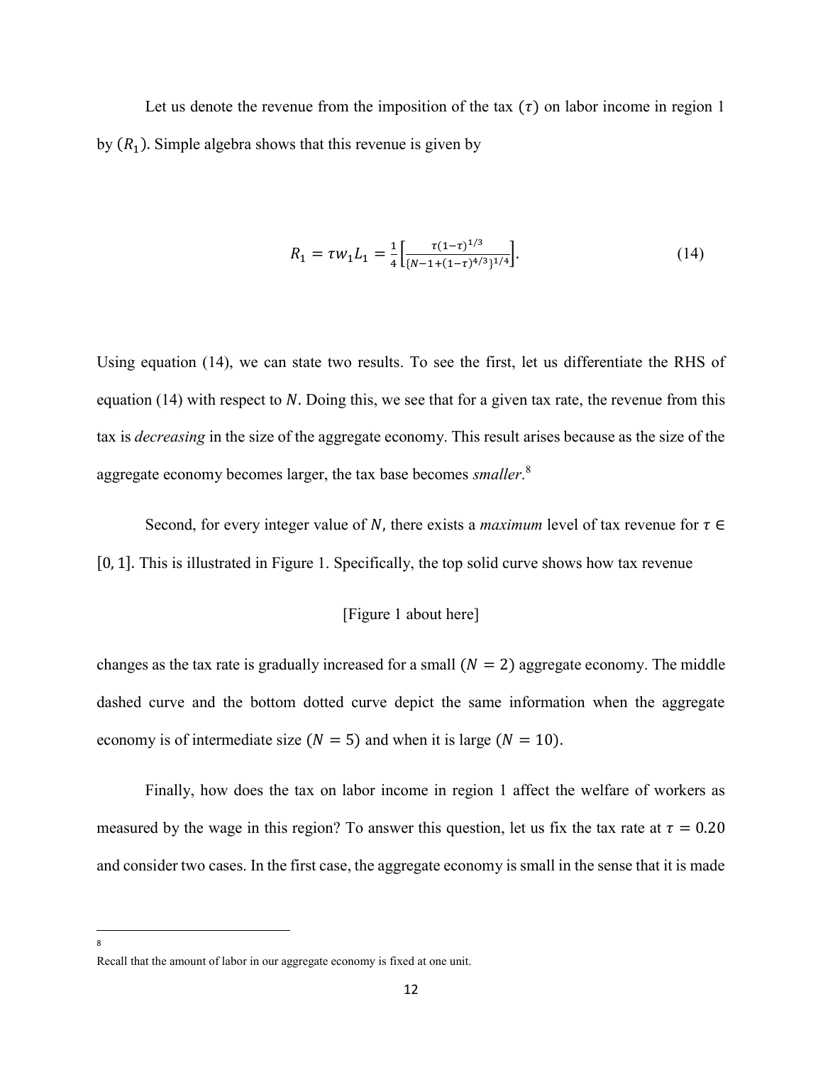Let us denote the revenue from the imposition of the tax $(\tau)$ on labor income in region 1 by $(R_1)$. Simple algebra shows that this revenue is given by

$$R_1 = \tau w_1 L_1 = \frac{1}{4}\left[\frac{\tau(1-\tau)^{1/3}}{\{N-1+(1-\tau)^{4/3}\}^{1/4}}\right]. \tag{14}$$

Using equation (14), we can state two results. To see the first, let us differentiate the RHS of equation (14) with respect to $N$. Doing this, we see that for a given tax rate, the revenue from this tax is *decreasing* in the size of the aggregate economy. This result arises because as the size of the aggregate economy becomes larger, the tax base becomes *smaller*.[8]

Second, for every integer value of $N$, there exists a *maximum* level of tax revenue for $\tau \in [0, 1]$. This is illustrated in Figure 1. Specifically, the top solid curve shows how tax revenue

[Figure 1 about here]

changes as the tax rate is gradually increased for a small $(N = 2)$ aggregate economy. The middle dashed curve and the bottom dotted curve depict the same information when the aggregate economy is of intermediate size $(N = 5)$ and when it is large $(N = 10)$.

Finally, how does the tax on labor income in region 1 affect the welfare of workers as measured by the wage in this region? To answer this question, let us fix the tax rate at $\tau = 0.20$ and consider two cases. In the first case, the aggregate economy is small in the sense that it is made

---

[8] Recall that the amount of labor in our aggregate economy is fixed at one unit.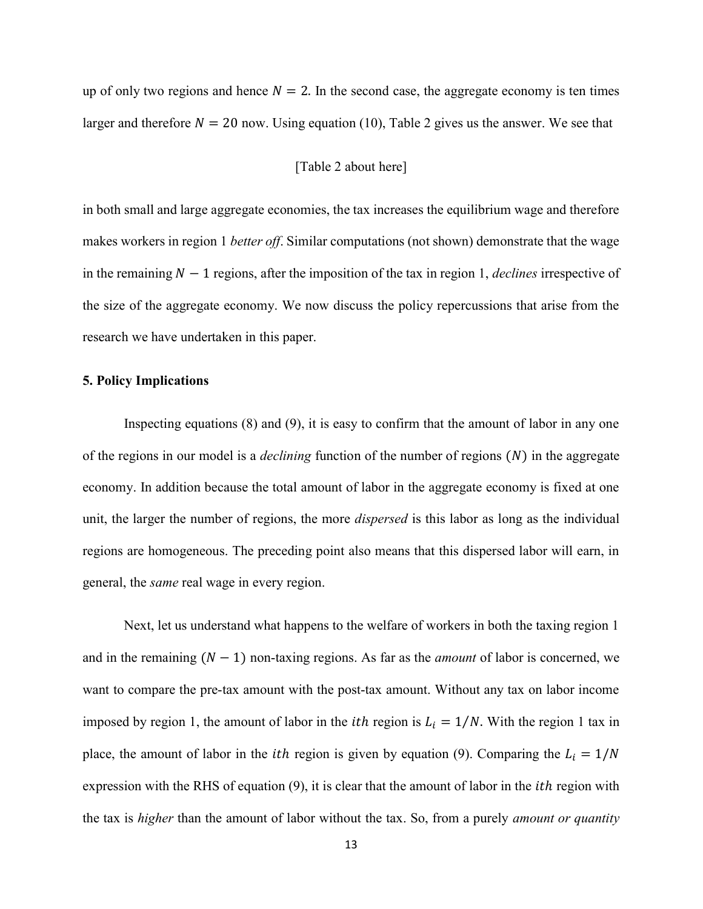up of only two regions and hence $N = 2$. In the second case, the aggregate economy is ten times larger and therefore $N = 20$ now. Using equation (10), Table 2 gives us the answer. We see that

[Table 2 about here]

in both small and large aggregate economies, the tax increases the equilibrium wage and therefore makes workers in region 1 *better off*. Similar computations (not shown) demonstrate that the wage in the remaining $N - 1$ regions, after the imposition of the tax in region 1, *declines* irrespective of the size of the aggregate economy. We now discuss the policy repercussions that arise from the research we have undertaken in this paper.

**5. Policy Implications**

Inspecting equations (8) and (9), it is easy to confirm that the amount of labor in any one of the regions in our model is a *declining* function of the number of regions $(N)$ in the aggregate economy. In addition because the total amount of labor in the aggregate economy is fixed at one unit, the larger the number of regions, the more *dispersed* is this labor as long as the individual regions are homogeneous. The preceding point also means that this dispersed labor will earn, in general, the *same* real wage in every region.

Next, let us understand what happens to the welfare of workers in both the taxing region 1 and in the remaining $(N - 1)$ non-taxing regions. As far as the *amount* of labor is concerned, we want to compare the pre-tax amount with the post-tax amount. Without any tax on labor income imposed by region 1, the amount of labor in the $ith$ region is $L_i = 1/N$. With the region 1 tax in place, the amount of labor in the $ith$ region is given by equation (9). Comparing the $L_i = 1/N$ expression with the RHS of equation (9), it is clear that the amount of labor in the $ith$ region with the tax is *higher* than the amount of labor without the tax. So, from a purely *amount or quantity*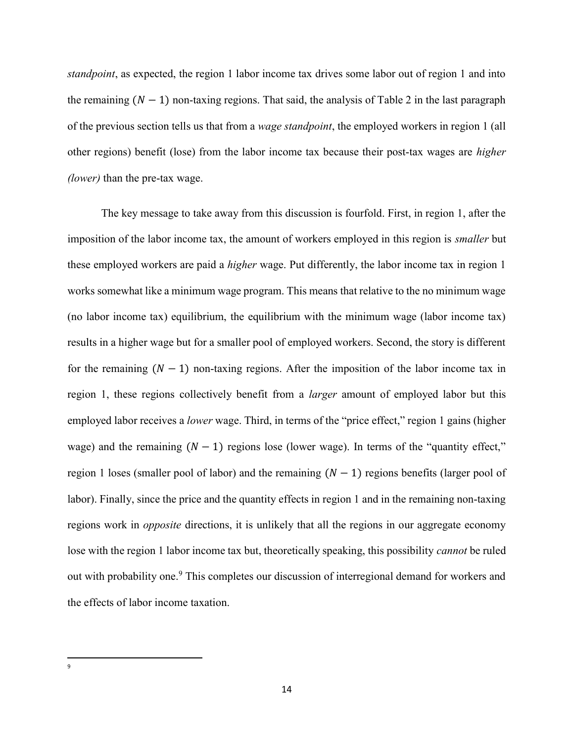*standpoint*, as expected, the region 1 labor income tax drives some labor out of region 1 and into the remaining $(N-1)$ non-taxing regions. That said, the analysis of Table 2 in the last paragraph of the previous section tells us that from a *wage standpoint*, the employed workers in region 1 (all other regions) benefit (lose) from the labor income tax because their post-tax wages are *higher (lower)* than the pre-tax wage.

The key message to take away from this discussion is fourfold. First, in region 1, after the imposition of the labor income tax, the amount of workers employed in this region is *smaller* but these employed workers are paid a *higher* wage. Put differently, the labor income tax in region 1 works somewhat like a minimum wage program. This means that relative to the no minimum wage (no labor income tax) equilibrium, the equilibrium with the minimum wage (labor income tax) results in a higher wage but for a smaller pool of employed workers. Second, the story is different for the remaining $(N-1)$ non-taxing regions. After the imposition of the labor income tax in region 1, these regions collectively benefit from a *larger* amount of employed labor but this employed labor receives a *lower* wage. Third, in terms of the "price effect," region 1 gains (higher wage) and the remaining $(N-1)$ regions lose (lower wage). In terms of the "quantity effect," region 1 loses (smaller pool of labor) and the remaining $(N-1)$ regions benefits (larger pool of labor). Finally, since the price and the quantity effects in region 1 and in the remaining non-taxing regions work in *opposite* directions, it is unlikely that all the regions in our aggregate economy lose with the region 1 labor income tax but, theoretically speaking, this possibility *cannot* be ruled out with probability one.[9] This completes our discussion of interregional demand for workers and the effects of labor income taxation.

---

[9]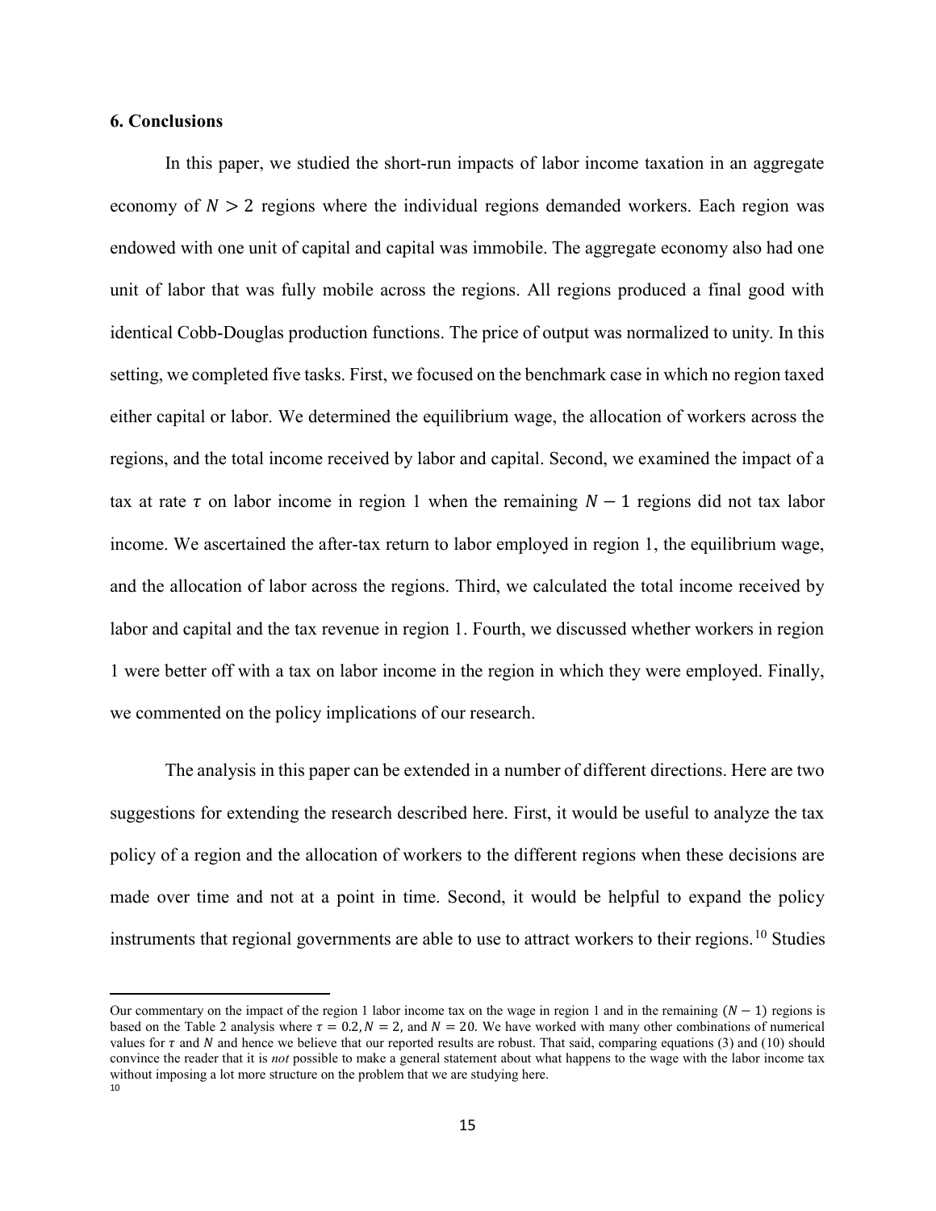## 6. Conclusions

In this paper, we studied the short-run impacts of labor income taxation in an aggregate economy of $N > 2$ regions where the individual regions demanded workers. Each region was endowed with one unit of capital and capital was immobile. The aggregate economy also had one unit of labor that was fully mobile across the regions. All regions produced a final good with identical Cobb-Douglas production functions. The price of output was normalized to unity. In this setting, we completed five tasks. First, we focused on the benchmark case in which no region taxed either capital or labor. We determined the equilibrium wage, the allocation of workers across the regions, and the total income received by labor and capital. Second, we examined the impact of a tax at rate $\tau$ on labor income in region 1 when the remaining $N - 1$ regions did not tax labor income. We ascertained the after-tax return to labor employed in region 1, the equilibrium wage, and the allocation of labor across the regions. Third, we calculated the total income received by labor and capital and the tax revenue in region 1. Fourth, we discussed whether workers in region 1 were better off with a tax on labor income in the region in which they were employed. Finally, we commented on the policy implications of our research.

The analysis in this paper can be extended in a number of different directions. Here are two suggestions for extending the research described here. First, it would be useful to analyze the tax policy of a region and the allocation of workers to the different regions when these decisions are made over time and not at a point in time. Second, it would be helpful to expand the policy instruments that regional governments are able to use to attract workers to their regions.[10] Studies

---

Our commentary on the impact of the region 1 labor income tax on the wage in region 1 and in the remaining $(N - 1)$ regions is based on the Table 2 analysis where $\tau = 0.2, N = 2$, and $N = 20$. We have worked with many other combinations of numerical values for $\tau$ and $N$ and hence we believe that our reported results are robust. That said, comparing equations (3) and (10) should convince the reader that it is *not* possible to make a general statement about what happens to the wage with the labor income tax without imposing a lot more structure on the problem that we are studying here.

[10]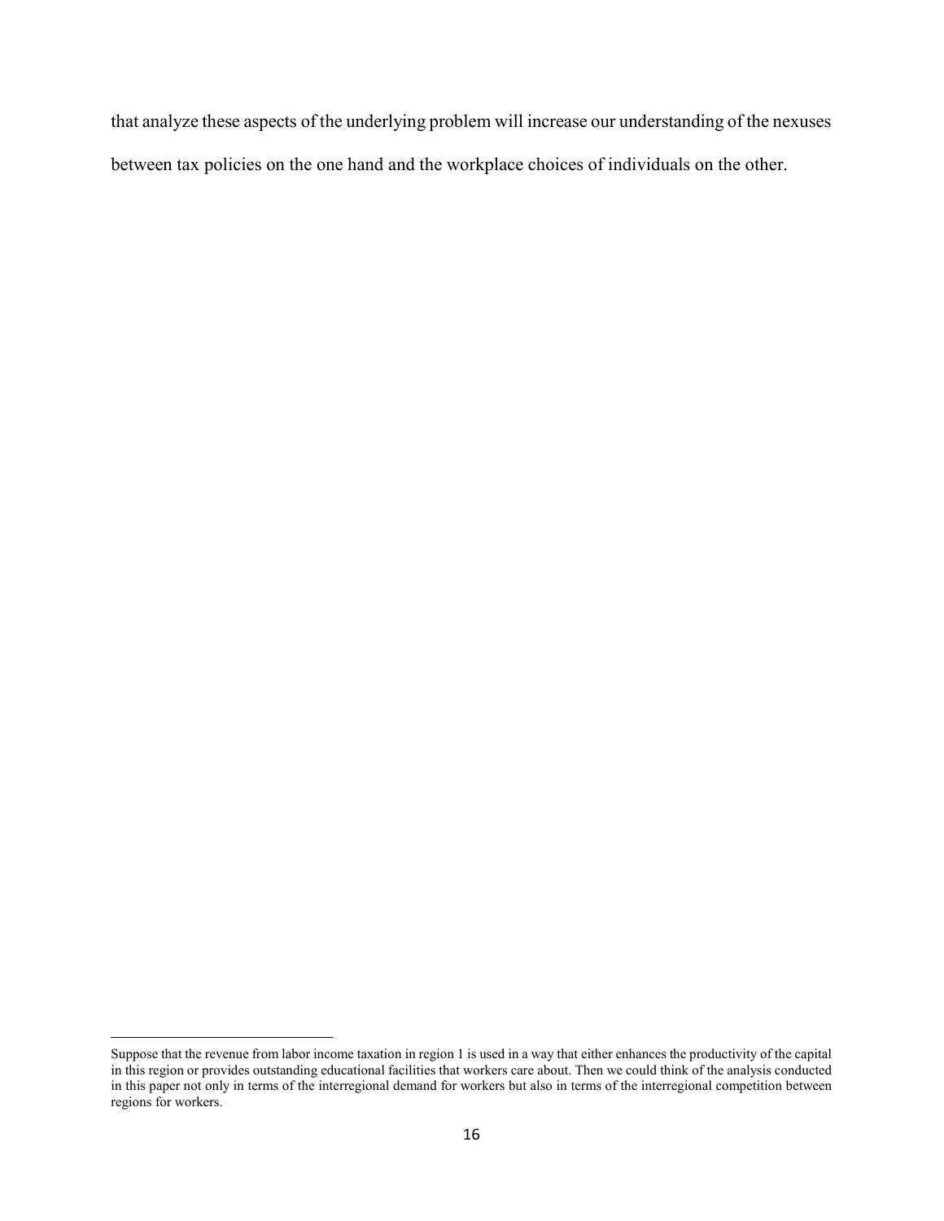that analyze these aspects of the underlying problem will increase our understanding of the nexuses between tax policies on the one hand and the workplace choices of individuals on the other.

---

Suppose that the revenue from labor income taxation in region 1 is used in a way that either enhances the productivity of the capital in this region or provides outstanding educational facilities that workers care about. Then we could think of the analysis conducted in this paper not only in terms of the interregional demand for workers but also in terms of the interregional competition between regions for workers.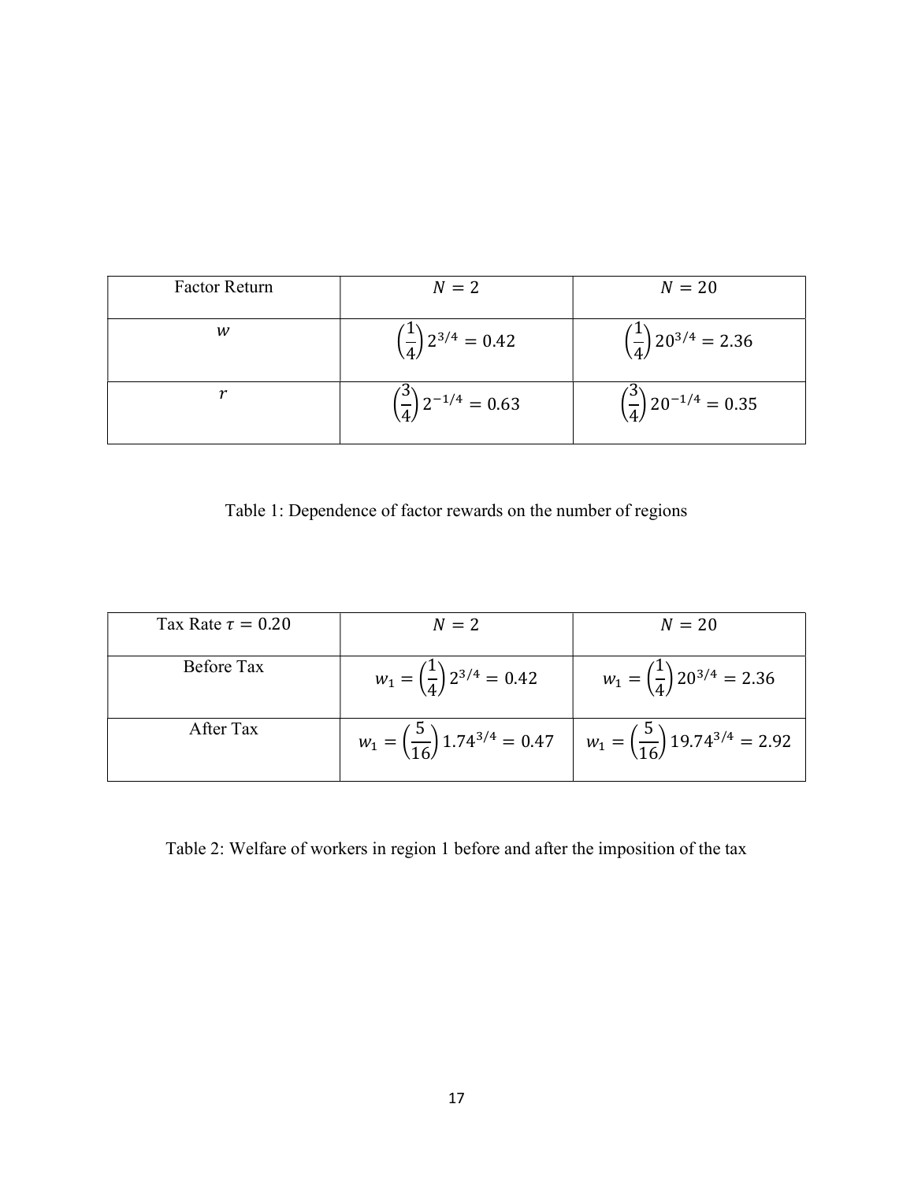| Factor Return | $N = 2$ | $N = 20$ |
|---|---|---|
| $w$ | $\left(\frac{1}{4}\right) 2^{3/4} = 0.42$ | $\left(\frac{1}{4}\right) 20^{3/4} = 2.36$ |
| $r$ | $\left(\frac{3}{4}\right) 2^{-1/4} = 0.63$ | $\left(\frac{3}{4}\right) 20^{-1/4} = 0.35$ |

Table 1: Dependence of factor rewards on the number of regions

| Tax Rate $\tau = 0.20$ | $N = 2$ | $N = 20$ |
|---|---|---|
| Before Tax | $w_1 = \left(\frac{1}{4}\right) 2^{3/4} = 0.42$ | $w_1 = \left(\frac{1}{4}\right) 20^{3/4} = 2.36$ |
| After Tax | $w_1 = \left(\frac{5}{16}\right) 1.74^{3/4} = 0.47$ | $w_1 = \left(\frac{5}{16}\right) 19.74^{3/4} = 2.92$ |

Table 2: Welfare of workers in region 1 before and after the imposition of the tax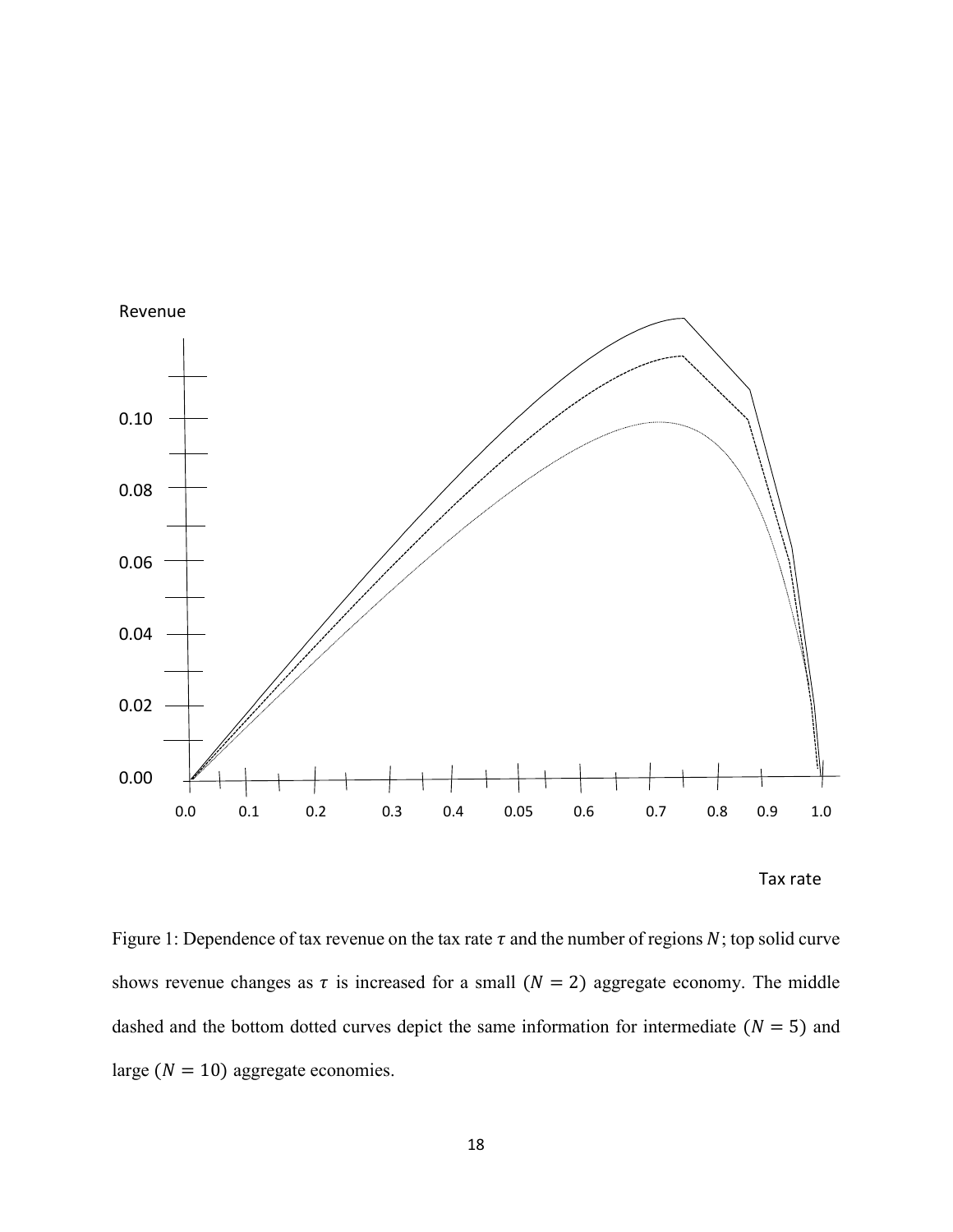Revenue

0.10

0.08

0.06

0.04

0.02

0.00

0.0 0.1 0.2 0.3 0.4 0.05 0.6 0.7 0.8 0.9 1.0

Tax rate

Figure 1: Dependence of tax revenue on the tax rate $\tau$ and the number of regions $N$; top solid curve shows revenue changes as $\tau$ is increased for a small $(N = 2)$ aggregate economy. The middle dashed and the bottom dotted curves depict the same information for intermediate $(N = 5)$ and large $(N = 10)$ aggregate economies.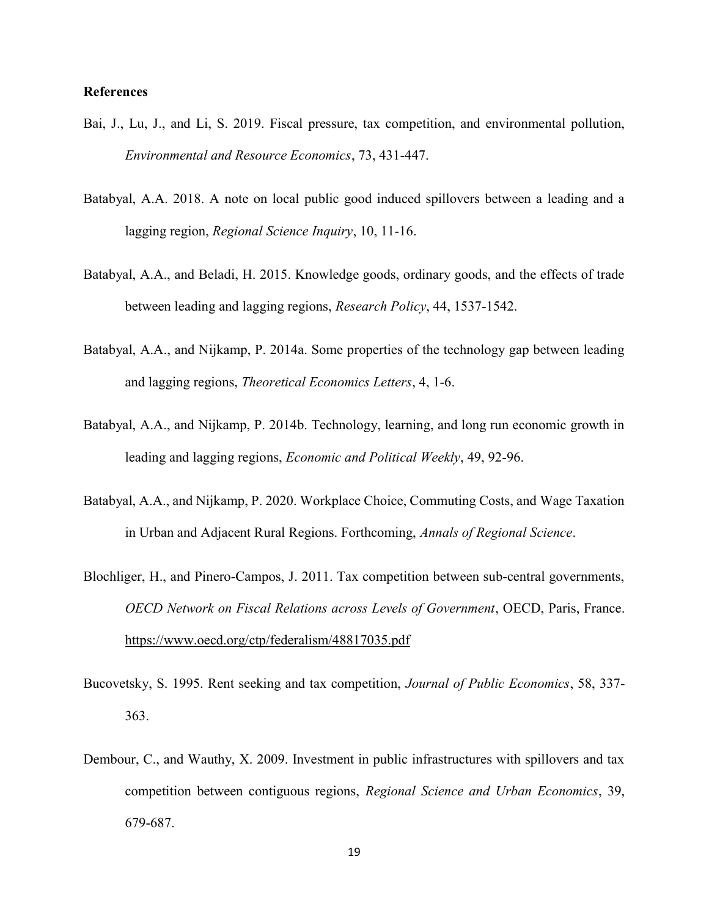**References**

Bai, J., Lu, J., and Li, S. 2019. Fiscal pressure, tax competition, and environmental pollution, *Environmental and Resource Economics*, 73, 431-447.

Batabyal, A.A. 2018. A note on local public good induced spillovers between a leading and a lagging region, *Regional Science Inquiry*, 10, 11-16.

Batabyal, A.A., and Beladi, H. 2015. Knowledge goods, ordinary goods, and the effects of trade between leading and lagging regions, *Research Policy*, 44, 1537-1542.

Batabyal, A.A., and Nijkamp, P. 2014a. Some properties of the technology gap between leading and lagging regions, *Theoretical Economics Letters*, 4, 1-6.

Batabyal, A.A., and Nijkamp, P. 2014b. Technology, learning, and long run economic growth in leading and lagging regions, *Economic and Political Weekly*, 49, 92-96.

Batabyal, A.A., and Nijkamp, P. 2020. Workplace Choice, Commuting Costs, and Wage Taxation in Urban and Adjacent Rural Regions. Forthcoming, *Annals of Regional Science*.

Blochliger, H., and Pinero-Campos, J. 2011. Tax competition between sub-central governments, *OECD Network on Fiscal Relations across Levels of Government*, OECD, Paris, France. https://www.oecd.org/ctp/federalism/48817035.pdf

Bucovetsky, S. 1995. Rent seeking and tax competition, *Journal of Public Economics*, 58, 337-363.

Dembour, C., and Wauthy, X. 2009. Investment in public infrastructures with spillovers and tax competition between contiguous regions, *Regional Science and Urban Economics*, 39, 679-687.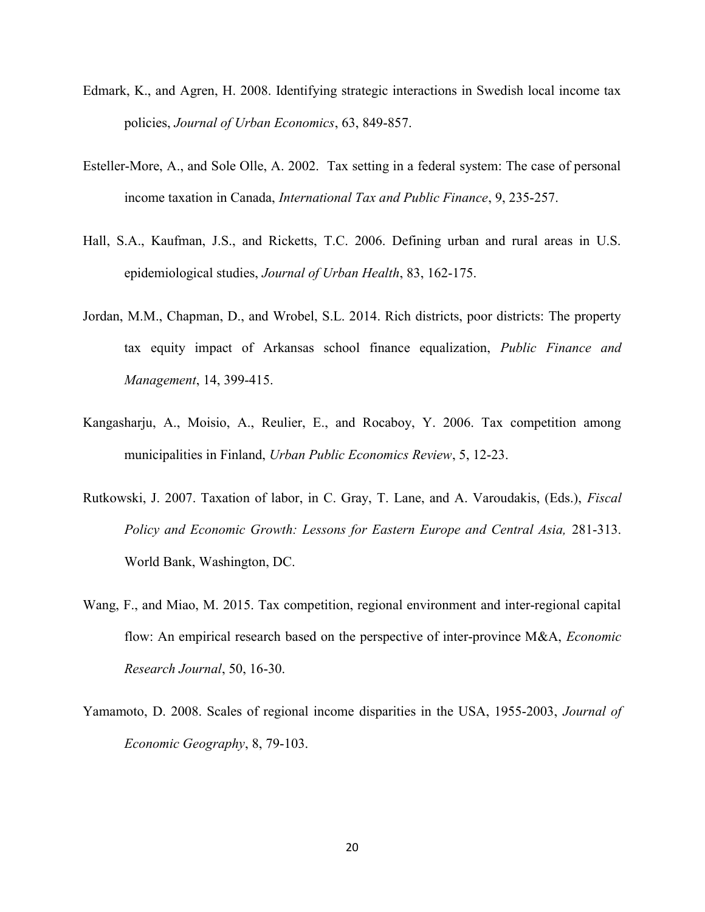Edmark, K., and Agren, H. 2008. Identifying strategic interactions in Swedish local income tax policies, *Journal of Urban Economics*, 63, 849-857.

Esteller-More, A., and Sole Olle, A. 2002. Tax setting in a federal system: The case of personal income taxation in Canada, *International Tax and Public Finance*, 9, 235-257.

Hall, S.A., Kaufman, J.S., and Ricketts, T.C. 2006. Defining urban and rural areas in U.S. epidemiological studies, *Journal of Urban Health*, 83, 162-175.

Jordan, M.M., Chapman, D., and Wrobel, S.L. 2014. Rich districts, poor districts: The property tax equity impact of Arkansas school finance equalization, *Public Finance and Management*, 14, 399-415.

Kangasharju, A., Moisio, A., Reulier, E., and Rocaboy, Y. 2006. Tax competition among municipalities in Finland, *Urban Public Economics Review*, 5, 12-23.

Rutkowski, J. 2007. Taxation of labor, in C. Gray, T. Lane, and A. Varoudakis, (Eds.), *Fiscal Policy and Economic Growth: Lessons for Eastern Europe and Central Asia,* 281-313. World Bank, Washington, DC.

Wang, F., and Miao, M. 2015. Tax competition, regional environment and inter-regional capital flow: An empirical research based on the perspective of inter-province M&A, *Economic Research Journal*, 50, 16-30.

Yamamoto, D. 2008. Scales of regional income disparities in the USA, 1955-2003, *Journal of Economic Geography*, 8, 79-103.